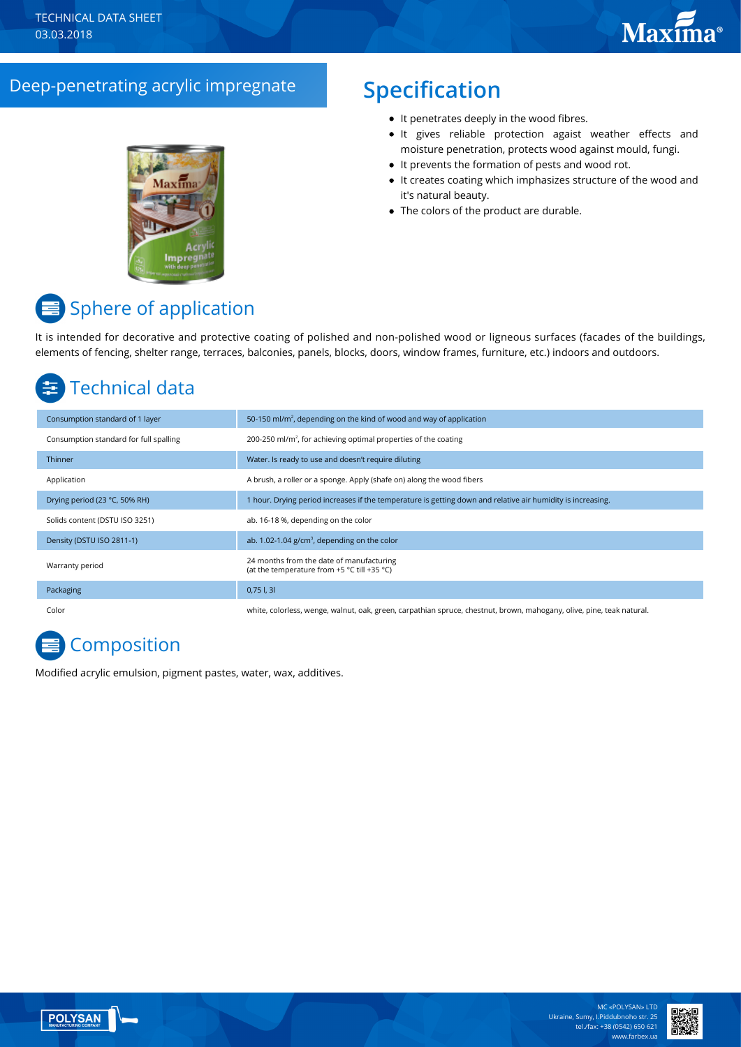# Deep-penetrating acrylic impregnate

## Specification

- It penetrates deeply in the wood fibres.
- It gives reliable protection agaist weather effects and moisture penetration, protects wood against mould, fungi.
- It prevents the formation of pests and wood rot.
- It creates coating which imphasizes structure of the wood and it's natural beauty.
- The colors of the product are durable.

## Sphere of application

It is intended for decorative and protective coating of polished and non-polished wood or ligneous surfaces (facades of the buildings, elements of fencing, shelter range, terraces, balconies, panels, blocks, doors, window frames, furniture, etc.) indoors and outdoors.

## Technical data

| | |
|---|---|
| Consumption standard of 1 layer | 50-150 ml/m², depending on the kind of wood and way of application |
| Consumption standard for full spalling | 200-250 ml/m², for achieving optimal properties of the coating |
| Thinner | Water. Is ready to use and doesn't require diluting |
| Application | A brush, a roller or a sponge. Apply (shafe on) along the wood fibers |
| Drying period (23 °C, 50% RH) | 1 hour. Drying period increases if the temperature is getting down and relative air humidity is increasing. |
| Solids content (DSTU ISO 3251) | ab. 16-18 %, depending on the color |
| Density (DSTU ISO 2811-1) | ab. 1.02-1.04 g/cm³, depending on the color |
| Warranty period | 24 months from the date of manufacturing (at the temperature from +5 °C till +35 °C) |
| Packaging | 0,75 l, 3l |
| Color | white, colorless, wenge, walnut, oak, green, carpathian spruce, chestnut, brown, mahogany, olive, pine, teak natural. |

## Composition

Modified acrylic emulsion, pigment pastes, water, wax, additives.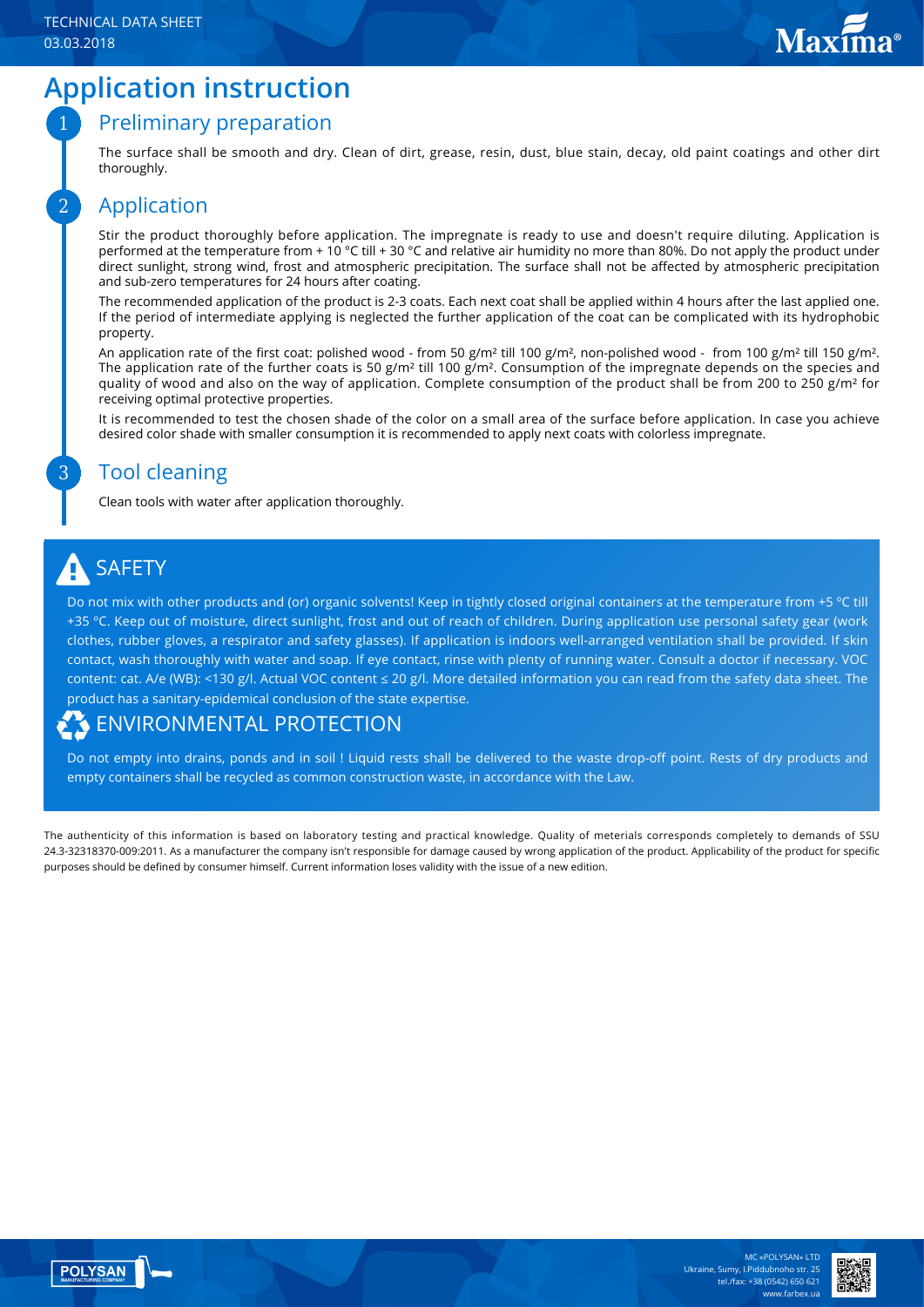# Application instruction

## 1 Preliminary preparation

The surface shall be smooth and dry. Clean of dirt, grease, resin, dust, blue stain, decay, old paint coatings and other dirt thoroughly.

## 2 Application

Stir the product thoroughly before application. The impregnate is ready to use and doesn't require diluting. Application is performed at the temperature from + 10 °C till + 30 °C and relative air humidity no more than 80%. Do not apply the product under direct sunlight, strong wind, frost and atmospheric precipitation. The surface shall not be affected by atmospheric precipitation and sub-zero temperatures for 24 hours after coating.

The recommended application of the product is 2-3 coats. Each next coat shall be applied within 4 hours after the last applied one. If the period of intermediate applying is neglected the further application of the coat can be complicated with its hydrophobic property.

An application rate of the first coat: polished wood - from 50 g/m² till 100 g/m², non-polished wood - from 100 g/m² till 150 g/m². The application rate of the further coats is 50 g/m² till 100 g/m². Consumption of the impregnate depends on the species and quality of wood and also on the way of application. Complete consumption of the product shall be from 200 to 250 g/m² for receiving optimal protective properties.

It is recommended to test the chosen shade of the color on a small area of the surface before application. In case you achieve desired color shade with smaller consumption it is recommended to apply next coats with colorless impregnate.

## 3 Tool cleaning

Clean tools with water after application thoroughly.

## SAFETY

Do not mix with other products and (or) organic solvents! Keep in tightly closed original containers at the temperature from +5 °C till +35 °C. Keep out of moisture, direct sunlight, frost and out of reach of children. During application use personal safety gear (work clothes, rubber gloves, a respirator and safety glasses). If application is indoors well-arranged ventilation shall be provided. If skin contact, wash thoroughly with water and soap. If eye contact, rinse with plenty of running water. Consult a doctor if necessary. VOC content: cat. A/e (WB): <130 g/l. Actual VOC content ≤ 20 g/l. More detailed information you can read from the safety data sheet. The product has a sanitary-epidemical conclusion of the state expertise.

## ENVIRONMENTAL PROTECTION

Do not empty into drains, ponds and in soil ! Liquid rests shall be delivered to the waste drop-off point. Rests of dry products and empty containers shall be recycled as common construction waste, in accordance with the Law.

The authenticity of this information is based on laboratory testing and practical knowledge. Quality of meterials corresponds completely to demands of SSU 24.3-32318370-009:2011. As a manufacturer the company isn't responsible for damage caused by wrong application of the product. Applicability of the product for specific purposes should be defined by consumer himself. Current information loses validity with the issue of a new edition.

MC «POLYSAN» LTD
Ukraine, Sumy, I.Piddubnoho str. 25
tel./fax: +38 (0542) 650 621
www.farbex.ua